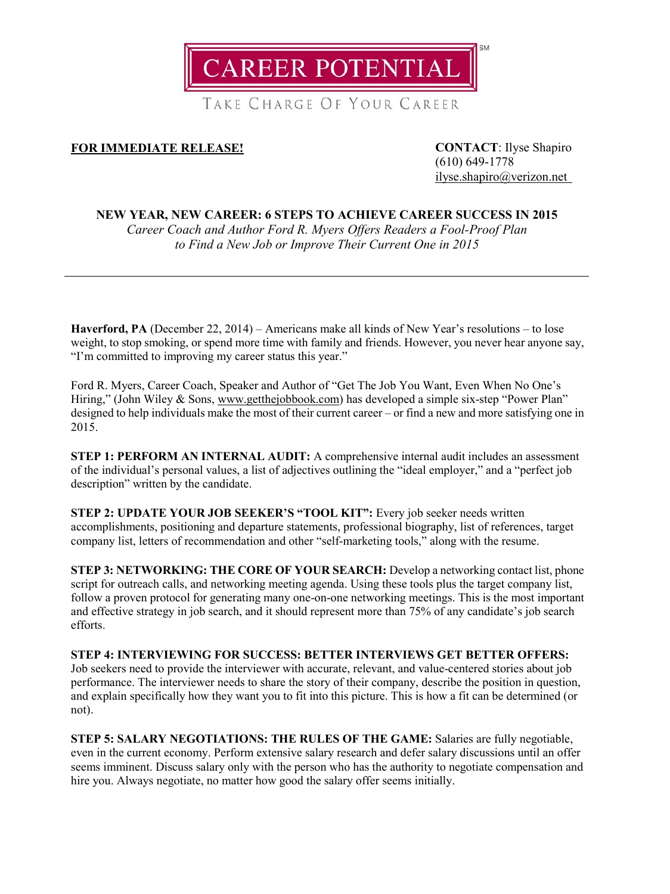CAREER POTENTIAL[SM]

TAKE CHARGE OF YOUR CAREER

**FOR IMMEDIATE RELEASE!**

**CONTACT**: Ilyse Shapiro
(610) 649-1778
ilyse.shapiro@verizon.net

## NEW YEAR, NEW CAREER: 6 STEPS TO ACHIEVE CAREER SUCCESS IN 2015

*Career Coach and Author Ford R. Myers Offers Readers a Fool-Proof Plan to Find a New Job or Improve Their Current One in 2015*

---

**Haverford, PA** (December 22, 2014) – Americans make all kinds of New Year's resolutions – to lose weight, to stop smoking, or spend more time with family and friends. However, you never hear anyone say, "I'm committed to improving my career status this year."

Ford R. Myers, Career Coach, Speaker and Author of "Get The Job You Want, Even When No One's Hiring," (John Wiley & Sons, www.getthejobbook.com) has developed a simple six-step "Power Plan" designed to help individuals make the most of their current career – or find a new and more satisfying one in 2015.

**STEP 1: PERFORM AN INTERNAL AUDIT:** A comprehensive internal audit includes an assessment of the individual's personal values, a list of adjectives outlining the "ideal employer," and a "perfect job description" written by the candidate.

**STEP 2: UPDATE YOUR JOB SEEKER'S "TOOL KIT":** Every job seeker needs written accomplishments, positioning and departure statements, professional biography, list of references, target company list, letters of recommendation and other "self-marketing tools," along with the resume.

**STEP 3: NETWORKING: THE CORE OF YOUR SEARCH:** Develop a networking contact list, phone script for outreach calls, and networking meeting agenda. Using these tools plus the target company list, follow a proven protocol for generating many one-on-one networking meetings. This is the most important and effective strategy in job search, and it should represent more than 75% of any candidate's job search efforts.

**STEP 4: INTERVIEWING FOR SUCCESS: BETTER INTERVIEWS GET BETTER OFFERS:** Job seekers need to provide the interviewer with accurate, relevant, and value-centered stories about job performance. The interviewer needs to share the story of their company, describe the position in question, and explain specifically how they want you to fit into this picture. This is how a fit can be determined (or not).

**STEP 5: SALARY NEGOTIATIONS: THE RULES OF THE GAME:** Salaries are fully negotiable, even in the current economy. Perform extensive salary research and defer salary discussions until an offer seems imminent. Discuss salary only with the person who has the authority to negotiate compensation and hire you. Always negotiate, no matter how good the salary offer seems initially.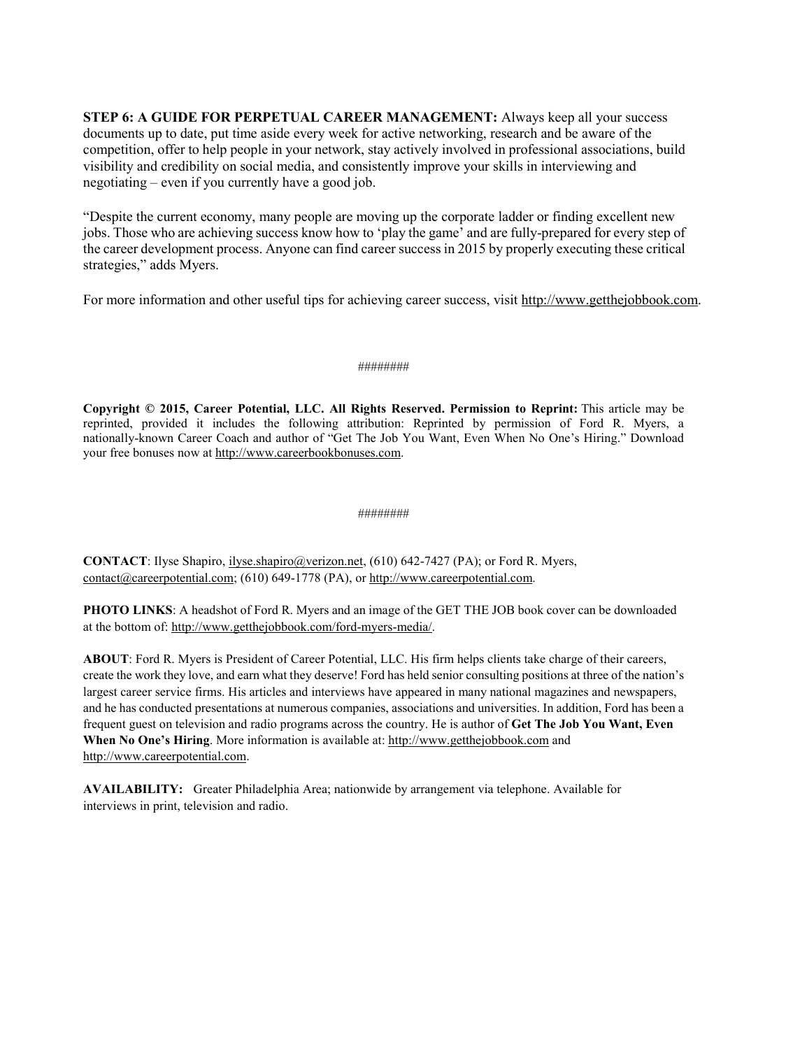**STEP 6: A GUIDE FOR PERPETUAL CAREER MANAGEMENT:** Always keep all your success documents up to date, put time aside every week for active networking, research and be aware of the competition, offer to help people in your network, stay actively involved in professional associations, build visibility and credibility on social media, and consistently improve your skills in interviewing and negotiating – even if you currently have a good job.

"Despite the current economy, many people are moving up the corporate ladder or finding excellent new jobs. Those who are achieving success know how to 'play the game' and are fully-prepared for every step of the career development process. Anyone can find career success in 2015 by properly executing these critical strategies," adds Myers.

For more information and other useful tips for achieving career success, visit http://www.getthejobbook.com.

########

**Copyright © 2015, Career Potential, LLC. All Rights Reserved. Permission to Reprint:** This article may be reprinted, provided it includes the following attribution: Reprinted by permission of Ford R. Myers, a nationally-known Career Coach and author of "Get The Job You Want, Even When No One's Hiring." Download your free bonuses now at http://www.careerbookbonuses.com.

########

**CONTACT**: Ilyse Shapiro, ilyse.shapiro@verizon.net, (610) 642-7427 (PA); or Ford R. Myers, contact@careerpotential.com; (610) 649-1778 (PA), or http://www.careerpotential.com.

**PHOTO LINKS**: A headshot of Ford R. Myers and an image of the GET THE JOB book cover can be downloaded at the bottom of: http://www.getthejobbook.com/ford-myers-media/.

**ABOUT**: Ford R. Myers is President of Career Potential, LLC. His firm helps clients take charge of their careers, create the work they love, and earn what they deserve! Ford has held senior consulting positions at three of the nation's largest career service firms. His articles and interviews have appeared in many national magazines and newspapers, and he has conducted presentations at numerous companies, associations and universities. In addition, Ford has been a frequent guest on television and radio programs across the country. He is author of **Get The Job You Want, Even When No One's Hiring**. More information is available at: http://www.getthejobbook.com and http://www.careerpotential.com.

**AVAILABILITY:** Greater Philadelphia Area; nationwide by arrangement via telephone. Available for interviews in print, television and radio.